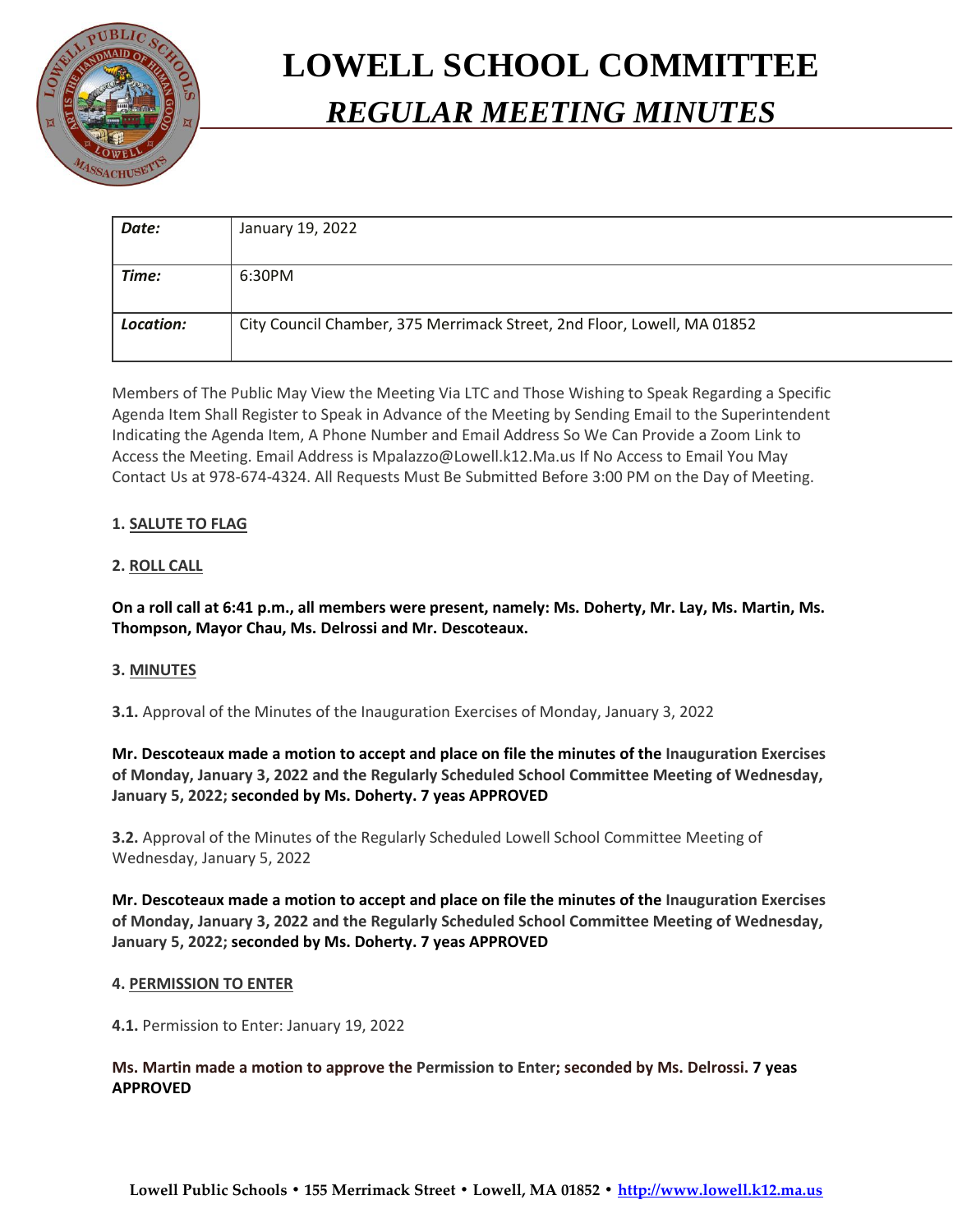# LOWELL SCHOOL COMMITTEE

## *REGULAR MEETING MINUTES*

| | |
|---|---|
| ***Date:*** | January 19, 2022 |
| ***Time:*** | 6:30PM |
| ***Location:*** | City Council Chamber, 375 Merrimack Street, 2nd Floor, Lowell, MA 01852 |

Members of The Public May View the Meeting Via LTC and Those Wishing to Speak Regarding a Specific Agenda Item Shall Register to Speak in Advance of the Meeting by Sending Email to the Superintendent Indicating the Agenda Item, A Phone Number and Email Address So We Can Provide a Zoom Link to Access the Meeting. Email Address is Mpalazzo@Lowell.k12.Ma.us If No Access to Email You May Contact Us at 978-674-4324. All Requests Must Be Submitted Before 3:00 PM on the Day of Meeting.

**1. SALUTE TO FLAG**

**2. ROLL CALL**

**On a roll call at 6:41 p.m., all members were present, namely: Ms. Doherty, Mr. Lay, Ms. Martin, Ms. Thompson, Mayor Chau, Ms. Delrossi and Mr. Descoteaux.**

**3. MINUTES**

**3.1.** Approval of the Minutes of the Inauguration Exercises of Monday, January 3, 2022

**Mr. Descoteaux made a motion to accept and place on file the minutes of the Inauguration Exercises of Monday, January 3, 2022 and the Regularly Scheduled School Committee Meeting of Wednesday, January 5, 2022; seconded by Ms. Doherty. 7 yeas APPROVED**

**3.2.** Approval of the Minutes of the Regularly Scheduled Lowell School Committee Meeting of Wednesday, January 5, 2022

**Mr. Descoteaux made a motion to accept and place on file the minutes of the Inauguration Exercises of Monday, January 3, 2022 and the Regularly Scheduled School Committee Meeting of Wednesday, January 5, 2022; seconded by Ms. Doherty. 7 yeas APPROVED**

**4. PERMISSION TO ENTER**

**4.1.** Permission to Enter: January 19, 2022

**Ms. Martin made a motion to approve the Permission to Enter; seconded by Ms. Delrossi. 7 yeas APPROVED**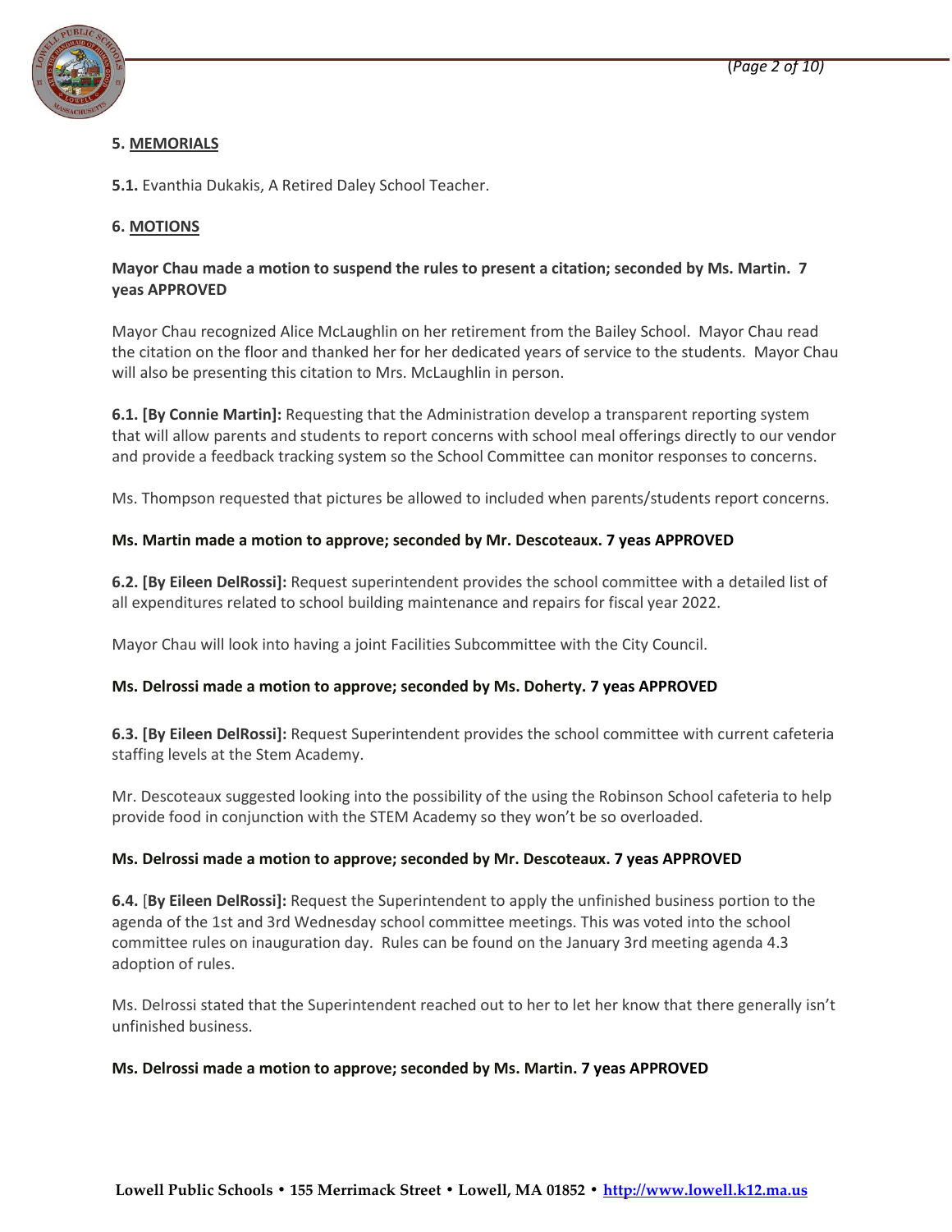**5. MEMORIALS**

**5.1.** Evanthia Dukakis, A Retired Daley School Teacher.

**6. MOTIONS**

**Mayor Chau made a motion to suspend the rules to present a citation; seconded by Ms. Martin. 7 yeas APPROVED**

Mayor Chau recognized Alice McLaughlin on her retirement from the Bailey School. Mayor Chau read the citation on the floor and thanked her for her dedicated years of service to the students. Mayor Chau will also be presenting this citation to Mrs. McLaughlin in person.

**6.1. [By Connie Martin]:** Requesting that the Administration develop a transparent reporting system that will allow parents and students to report concerns with school meal offerings directly to our vendor and provide a feedback tracking system so the School Committee can monitor responses to concerns.

Ms. Thompson requested that pictures be allowed to included when parents/students report concerns.

**Ms. Martin made a motion to approve; seconded by Mr. Descoteaux. 7 yeas APPROVED**

**6.2. [By Eileen DelRossi]:** Request superintendent provides the school committee with a detailed list of all expenditures related to school building maintenance and repairs for fiscal year 2022.

Mayor Chau will look into having a joint Facilities Subcommittee with the City Council.

**Ms. Delrossi made a motion to approve; seconded by Ms. Doherty. 7 yeas APPROVED**

**6.3. [By Eileen DelRossi]:** Request Superintendent provides the school committee with current cafeteria staffing levels at the Stem Academy.

Mr. Descoteaux suggested looking into the possibility of the using the Robinson School cafeteria to help provide food in conjunction with the STEM Academy so they won't be so overloaded.

**Ms. Delrossi made a motion to approve; seconded by Mr. Descoteaux. 7 yeas APPROVED**

**6.4.** [**By Eileen DelRossi]:** Request the Superintendent to apply the unfinished business portion to the agenda of the 1st and 3rd Wednesday school committee meetings. This was voted into the school committee rules on inauguration day. Rules can be found on the January 3rd meeting agenda 4.3 adoption of rules.

Ms. Delrossi stated that the Superintendent reached out to her to let her know that there generally isn't unfinished business.

**Ms. Delrossi made a motion to approve; seconded by Ms. Martin. 7 yeas APPROVED**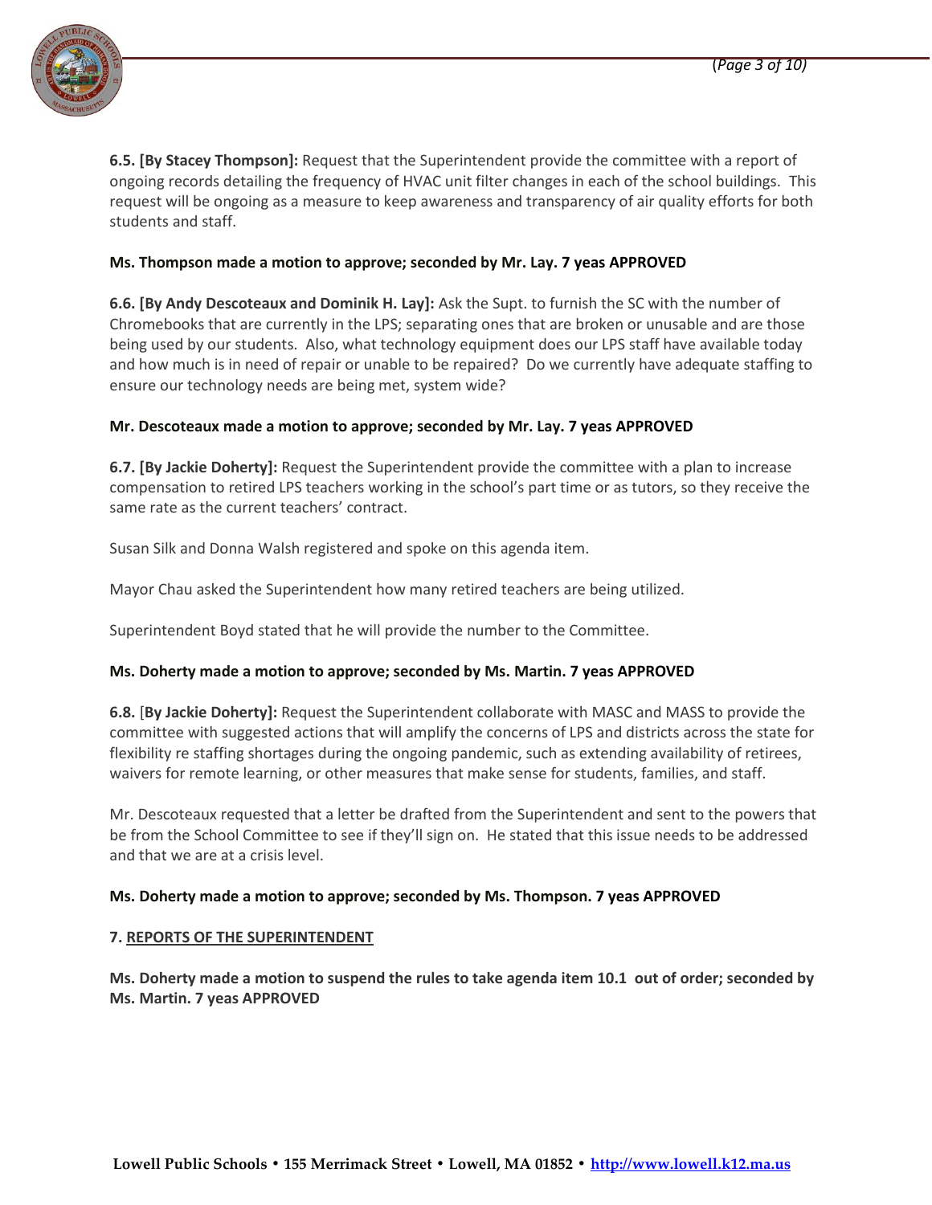**6.5. [By Stacey Thompson]:** Request that the Superintendent provide the committee with a report of ongoing records detailing the frequency of HVAC unit filter changes in each of the school buildings. This request will be ongoing as a measure to keep awareness and transparency of air quality efforts for both students and staff.

**Ms. Thompson made a motion to approve; seconded by Mr. Lay. 7 yeas APPROVED**

**6.6. [By Andy Descoteaux and Dominik H. Lay]:** Ask the Supt. to furnish the SC with the number of Chromebooks that are currently in the LPS; separating ones that are broken or unusable and are those being used by our students. Also, what technology equipment does our LPS staff have available today and how much is in need of repair or unable to be repaired? Do we currently have adequate staffing to ensure our technology needs are being met, system wide?

**Mr. Descoteaux made a motion to approve; seconded by Mr. Lay. 7 yeas APPROVED**

**6.7. [By Jackie Doherty]:** Request the Superintendent provide the committee with a plan to increase compensation to retired LPS teachers working in the school's part time or as tutors, so they receive the same rate as the current teachers' contract.

Susan Silk and Donna Walsh registered and spoke on this agenda item.

Mayor Chau asked the Superintendent how many retired teachers are being utilized.

Superintendent Boyd stated that he will provide the number to the Committee.

**Ms. Doherty made a motion to approve; seconded by Ms. Martin. 7 yeas APPROVED**

**6.8.** [**By Jackie Doherty]:** Request the Superintendent collaborate with MASC and MASS to provide the committee with suggested actions that will amplify the concerns of LPS and districts across the state for flexibility re staffing shortages during the ongoing pandemic, such as extending availability of retirees, waivers for remote learning, or other measures that make sense for students, families, and staff.

Mr. Descoteaux requested that a letter be drafted from the Superintendent and sent to the powers that be from the School Committee to see if they'll sign on. He stated that this issue needs to be addressed and that we are at a crisis level.

**Ms. Doherty made a motion to approve; seconded by Ms. Thompson. 7 yeas APPROVED**

**7. <u>REPORTS OF THE SUPERINTENDENT</u>**

**Ms. Doherty made a motion to suspend the rules to take agenda item 10.1 out of order; seconded by Ms. Martin. 7 yeas APPROVED**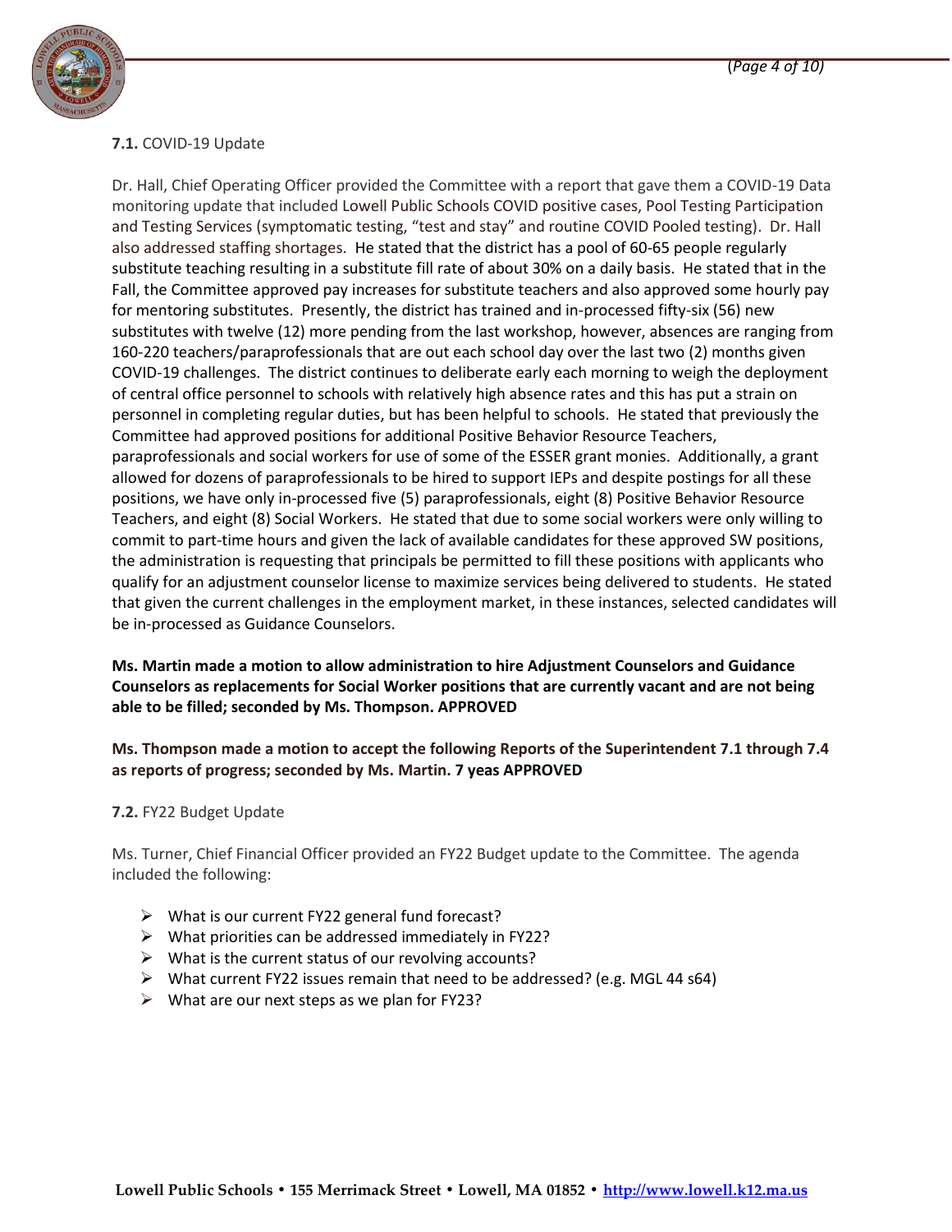**7.1.** COVID-19 Update

Dr. Hall, Chief Operating Officer provided the Committee with a report that gave them a COVID-19 Data monitoring update that included Lowell Public Schools COVID positive cases, Pool Testing Participation and Testing Services (symptomatic testing, "test and stay" and routine COVID Pooled testing). Dr. Hall also addressed staffing shortages. He stated that the district has a pool of 60-65 people regularly substitute teaching resulting in a substitute fill rate of about 30% on a daily basis. He stated that in the Fall, the Committee approved pay increases for substitute teachers and also approved some hourly pay for mentoring substitutes. Presently, the district has trained and in-processed fifty-six (56) new substitutes with twelve (12) more pending from the last workshop, however, absences are ranging from 160-220 teachers/paraprofessionals that are out each school day over the last two (2) months given COVID-19 challenges. The district continues to deliberate early each morning to weigh the deployment of central office personnel to schools with relatively high absence rates and this has put a strain on personnel in completing regular duties, but has been helpful to schools. He stated that previously the Committee had approved positions for additional Positive Behavior Resource Teachers, paraprofessionals and social workers for use of some of the ESSER grant monies. Additionally, a grant allowed for dozens of paraprofessionals to be hired to support IEPs and despite postings for all these positions, we have only in-processed five (5) paraprofessionals, eight (8) Positive Behavior Resource Teachers, and eight (8) Social Workers. He stated that due to some social workers were only willing to commit to part-time hours and given the lack of available candidates for these approved SW positions, the administration is requesting that principals be permitted to fill these positions with applicants who qualify for an adjustment counselor license to maximize services being delivered to students. He stated that given the current challenges in the employment market, in these instances, selected candidates will be in-processed as Guidance Counselors.

**Ms. Martin made a motion to allow administration to hire Adjustment Counselors and Guidance Counselors as replacements for Social Worker positions that are currently vacant and are not being able to be filled; seconded by Ms. Thompson. APPROVED**

**Ms. Thompson made a motion to accept the following Reports of the Superintendent 7.1 through 7.4 as reports of progress; seconded by Ms. Martin. 7 yeas APPROVED**

**7.2.** FY22 Budget Update

Ms. Turner, Chief Financial Officer provided an FY22 Budget update to the Committee. The agenda included the following:

- What is our current FY22 general fund forecast?
- What priorities can be addressed immediately in FY22?
- What is the current status of our revolving accounts?
- What current FY22 issues remain that need to be addressed? (e.g. MGL 44 s64)
- What are our next steps as we plan for FY23?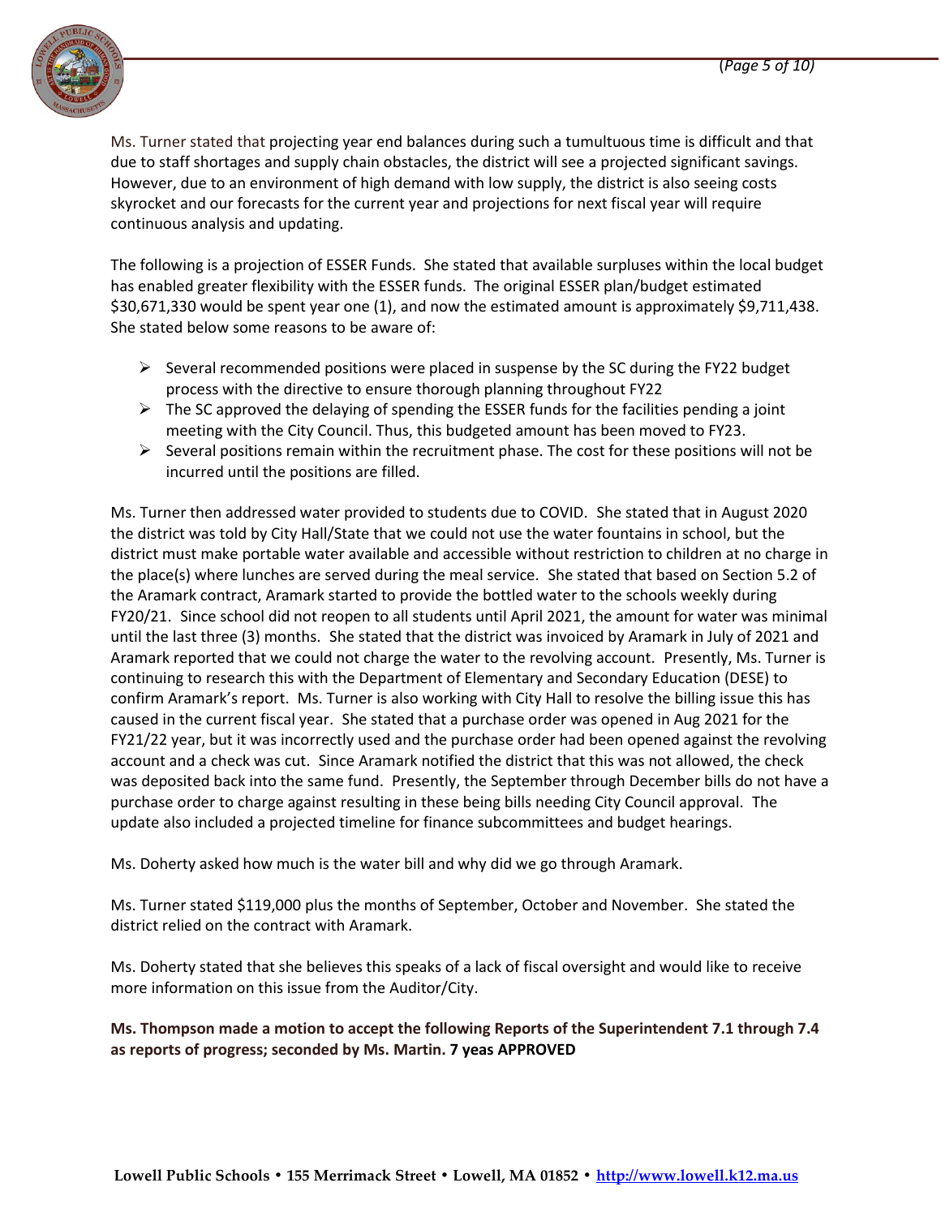Ms. Turner stated that projecting year end balances during such a tumultuous time is difficult and that due to staff shortages and supply chain obstacles, the district will see a projected significant savings. However, due to an environment of high demand with low supply, the district is also seeing costs skyrocket and our forecasts for the current year and projections for next fiscal year will require continuous analysis and updating.

The following is a projection of ESSER Funds. She stated that available surpluses within the local budget has enabled greater flexibility with the ESSER funds. The original ESSER plan/budget estimated $30,671,330 would be spent year one (1), and now the estimated amount is approximately $9,711,438. She stated below some reasons to be aware of:

- Several recommended positions were placed in suspense by the SC during the FY22 budget process with the directive to ensure thorough planning throughout FY22
- The SC approved the delaying of spending the ESSER funds for the facilities pending a joint meeting with the City Council. Thus, this budgeted amount has been moved to FY23.
- Several positions remain within the recruitment phase. The cost for these positions will not be incurred until the positions are filled.

Ms. Turner then addressed water provided to students due to COVID. She stated that in August 2020 the district was told by City Hall/State that we could not use the water fountains in school, but the district must make portable water available and accessible without restriction to children at no charge in the place(s) where lunches are served during the meal service. She stated that based on Section 5.2 of the Aramark contract, Aramark started to provide the bottled water to the schools weekly during FY20/21. Since school did not reopen to all students until April 2021, the amount for water was minimal until the last three (3) months. She stated that the district was invoiced by Aramark in July of 2021 and Aramark reported that we could not charge the water to the revolving account. Presently, Ms. Turner is continuing to research this with the Department of Elementary and Secondary Education (DESE) to confirm Aramark's report. Ms. Turner is also working with City Hall to resolve the billing issue this has caused in the current fiscal year. She stated that a purchase order was opened in Aug 2021 for the FY21/22 year, but it was incorrectly used and the purchase order had been opened against the revolving account and a check was cut. Since Aramark notified the district that this was not allowed, the check was deposited back into the same fund. Presently, the September through December bills do not have a purchase order to charge against resulting in these being bills needing City Council approval. The update also included a projected timeline for finance subcommittees and budget hearings.

Ms. Doherty asked how much is the water bill and why did we go through Aramark.

Ms. Turner stated $119,000 plus the months of September, October and November. She stated the district relied on the contract with Aramark.

Ms. Doherty stated that she believes this speaks of a lack of fiscal oversight and would like to receive more information on this issue from the Auditor/City.

**Ms. Thompson made a motion to accept the following Reports of the Superintendent 7.1 through 7.4 as reports of progress; seconded by Ms. Martin. 7 yeas APPROVED**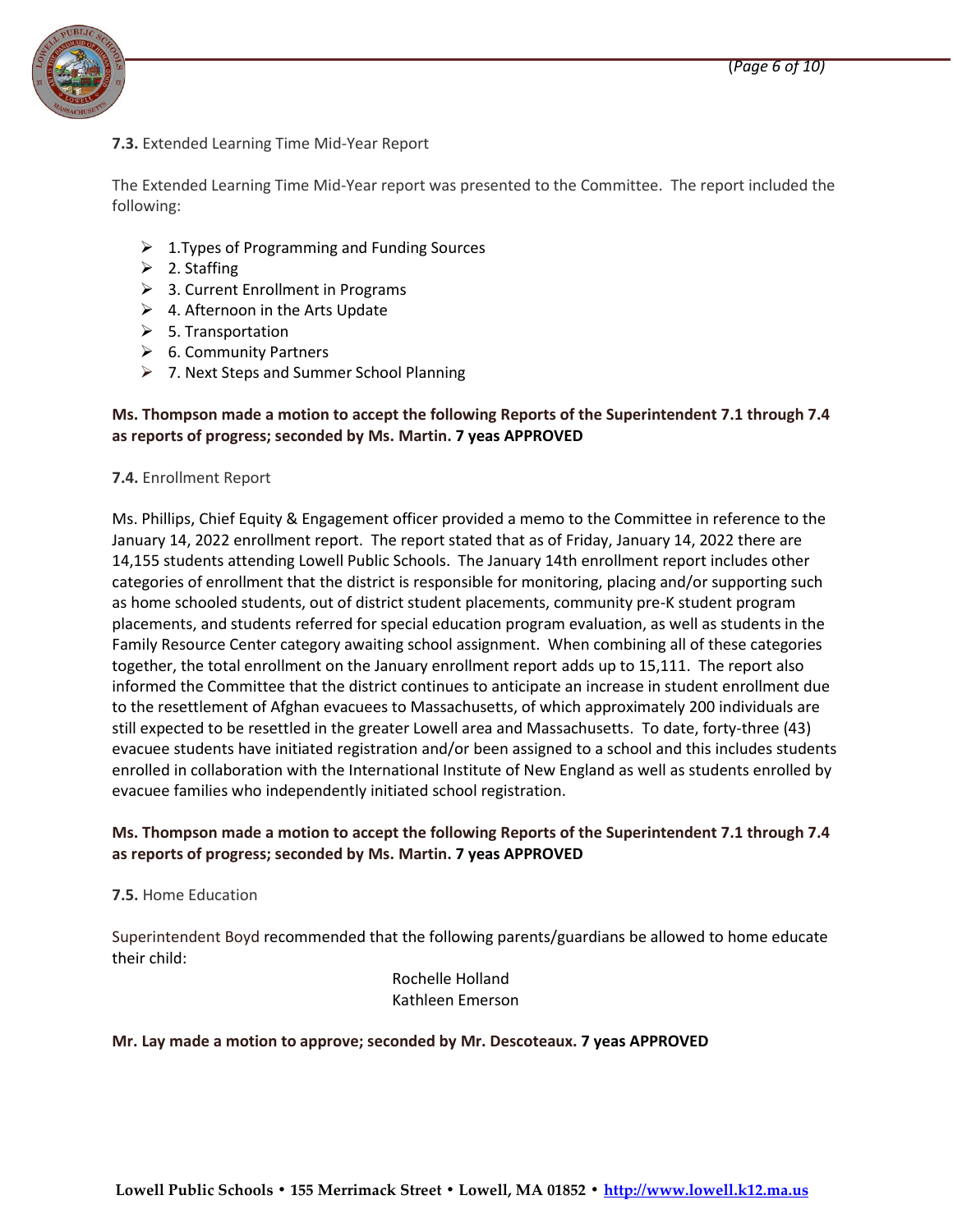**7.3.** Extended Learning Time Mid-Year Report

The Extended Learning Time Mid-Year report was presented to the Committee. The report included the following:

- 1.Types of Programming and Funding Sources
- 2. Staffing
- 3. Current Enrollment in Programs
- 4. Afternoon in the Arts Update
- 5. Transportation
- 6. Community Partners
- 7. Next Steps and Summer School Planning

**Ms. Thompson made a motion to accept the following Reports of the Superintendent 7.1 through 7.4 as reports of progress; seconded by Ms. Martin. 7 yeas APPROVED**

**7.4.** Enrollment Report

Ms. Phillips, Chief Equity & Engagement officer provided a memo to the Committee in reference to the January 14, 2022 enrollment report. The report stated that as of Friday, January 14, 2022 there are 14,155 students attending Lowell Public Schools. The January 14th enrollment report includes other categories of enrollment that the district is responsible for monitoring, placing and/or supporting such as home schooled students, out of district student placements, community pre-K student program placements, and students referred for special education program evaluation, as well as students in the Family Resource Center category awaiting school assignment. When combining all of these categories together, the total enrollment on the January enrollment report adds up to 15,111. The report also informed the Committee that the district continues to anticipate an increase in student enrollment due to the resettlement of Afghan evacuees to Massachusetts, of which approximately 200 individuals are still expected to be resettled in the greater Lowell area and Massachusetts. To date, forty-three (43) evacuee students have initiated registration and/or been assigned to a school and this includes students enrolled in collaboration with the International Institute of New England as well as students enrolled by evacuee families who independently initiated school registration.

**Ms. Thompson made a motion to accept the following Reports of the Superintendent 7.1 through 7.4 as reports of progress; seconded by Ms. Martin. 7 yeas APPROVED**

**7.5.** Home Education

Superintendent Boyd recommended that the following parents/guardians be allowed to home educate their child:

Rochelle Holland
Kathleen Emerson

**Mr. Lay made a motion to approve; seconded by Mr. Descoteaux. 7 yeas APPROVED**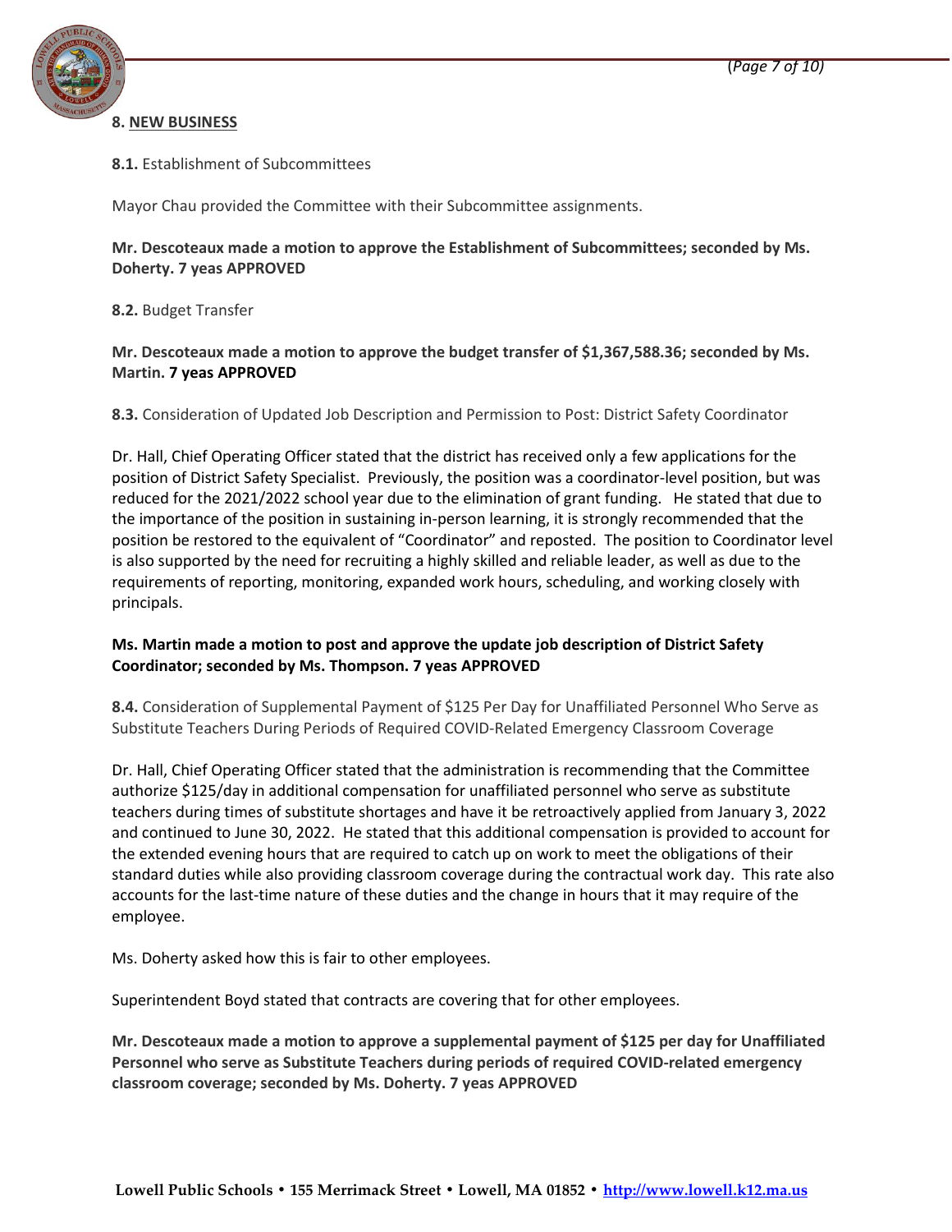## 8. NEW BUSINESS

**8.1.** Establishment of Subcommittees

Mayor Chau provided the Committee with their Subcommittee assignments.

**Mr. Descoteaux made a motion to approve the Establishment of Subcommittees; seconded by Ms. Doherty. 7 yeas APPROVED**

**8.2.** Budget Transfer

**Mr. Descoteaux made a motion to approve the budget transfer of $1,367,588.36; seconded by Ms. Martin. 7 yeas APPROVED**

**8.3.** Consideration of Updated Job Description and Permission to Post: District Safety Coordinator

Dr. Hall, Chief Operating Officer stated that the district has received only a few applications for the position of District Safety Specialist. Previously, the position was a coordinator-level position, but was reduced for the 2021/2022 school year due to the elimination of grant funding. He stated that due to the importance of the position in sustaining in-person learning, it is strongly recommended that the position be restored to the equivalent of "Coordinator" and reposted. The position to Coordinator level is also supported by the need for recruiting a highly skilled and reliable leader, as well as due to the requirements of reporting, monitoring, expanded work hours, scheduling, and working closely with principals.

**Ms. Martin made a motion to post and approve the update job description of District Safety Coordinator; seconded by Ms. Thompson. 7 yeas APPROVED**

**8.4.** Consideration of Supplemental Payment of $125 Per Day for Unaffiliated Personnel Who Serve as Substitute Teachers During Periods of Required COVID-Related Emergency Classroom Coverage

Dr. Hall, Chief Operating Officer stated that the administration is recommending that the Committee authorize $125/day in additional compensation for unaffiliated personnel who serve as substitute teachers during times of substitute shortages and have it be retroactively applied from January 3, 2022 and continued to June 30, 2022. He stated that this additional compensation is provided to account for the extended evening hours that are required to catch up on work to meet the obligations of their standard duties while also providing classroom coverage during the contractual work day. This rate also accounts for the last-time nature of these duties and the change in hours that it may require of the employee.

Ms. Doherty asked how this is fair to other employees.

Superintendent Boyd stated that contracts are covering that for other employees.

**Mr. Descoteaux made a motion to approve a supplemental payment of $125 per day for Unaffiliated Personnel who serve as Substitute Teachers during periods of required COVID-related emergency classroom coverage; seconded by Ms. Doherty. 7 yeas APPROVED**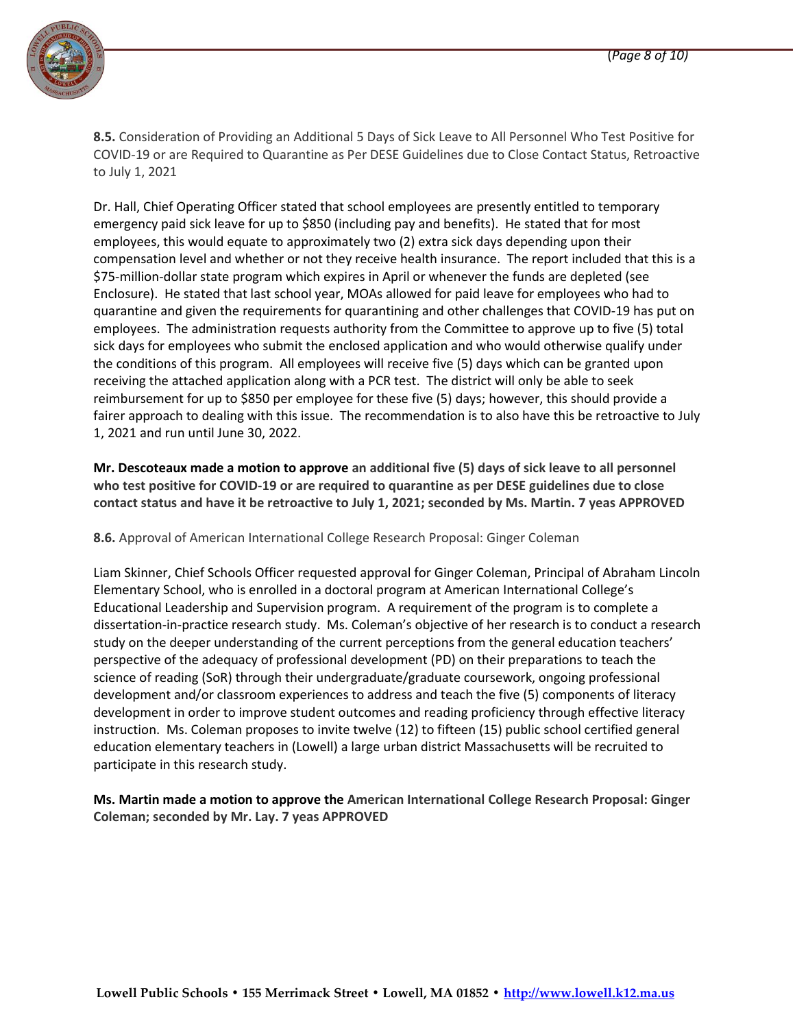**8.5.** Consideration of Providing an Additional 5 Days of Sick Leave to All Personnel Who Test Positive for COVID-19 or are Required to Quarantine as Per DESE Guidelines due to Close Contact Status, Retroactive to July 1, 2021

Dr. Hall, Chief Operating Officer stated that school employees are presently entitled to temporary emergency paid sick leave for up to $850 (including pay and benefits). He stated that for most employees, this would equate to approximately two (2) extra sick days depending upon their compensation level and whether or not they receive health insurance. The report included that this is a $75-million-dollar state program which expires in April or whenever the funds are depleted (see Enclosure). He stated that last school year, MOAs allowed for paid leave for employees who had to quarantine and given the requirements for quarantining and other challenges that COVID-19 has put on employees. The administration requests authority from the Committee to approve up to five (5) total sick days for employees who submit the enclosed application and who would otherwise qualify under the conditions of this program. All employees will receive five (5) days which can be granted upon receiving the attached application along with a PCR test. The district will only be able to seek reimbursement for up to $850 per employee for these five (5) days; however, this should provide a fairer approach to dealing with this issue. The recommendation is to also have this be retroactive to July 1, 2021 and run until June 30, 2022.

**Mr. Descoteaux made a motion to approve an additional five (5) days of sick leave to all personnel who test positive for COVID-19 or are required to quarantine as per DESE guidelines due to close contact status and have it be retroactive to July 1, 2021; seconded by Ms. Martin. 7 yeas APPROVED**

**8.6.** Approval of American International College Research Proposal: Ginger Coleman

Liam Skinner, Chief Schools Officer requested approval for Ginger Coleman, Principal of Abraham Lincoln Elementary School, who is enrolled in a doctoral program at American International College's Educational Leadership and Supervision program. A requirement of the program is to complete a dissertation-in-practice research study. Ms. Coleman's objective of her research is to conduct a research study on the deeper understanding of the current perceptions from the general education teachers' perspective of the adequacy of professional development (PD) on their preparations to teach the science of reading (SoR) through their undergraduate/graduate coursework, ongoing professional development and/or classroom experiences to address and teach the five (5) components of literacy development in order to improve student outcomes and reading proficiency through effective literacy instruction. Ms. Coleman proposes to invite twelve (12) to fifteen (15) public school certified general education elementary teachers in (Lowell) a large urban district Massachusetts will be recruited to participate in this research study.

**Ms. Martin made a motion to approve the American International College Research Proposal: Ginger Coleman; seconded by Mr. Lay. 7 yeas APPROVED**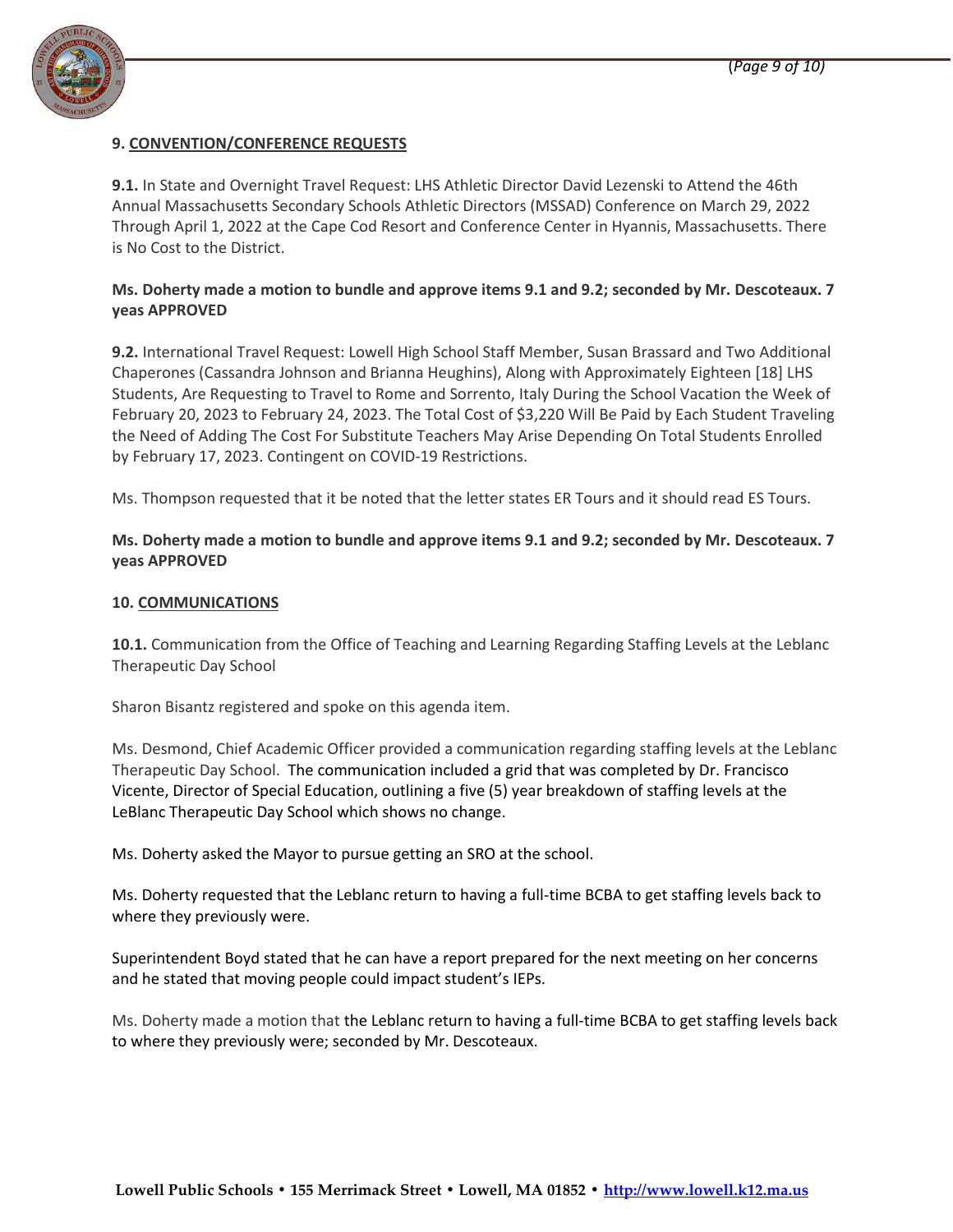**9. <u>CONVENTION/CONFERENCE REQUESTS</u>**

**9.1.** In State and Overnight Travel Request: LHS Athletic Director David Lezenski to Attend the 46th Annual Massachusetts Secondary Schools Athletic Directors (MSSAD) Conference on March 29, 2022 Through April 1, 2022 at the Cape Cod Resort and Conference Center in Hyannis, Massachusetts. There is No Cost to the District.

**Ms. Doherty made a motion to bundle and approve items 9.1 and 9.2; seconded by Mr. Descoteaux. 7 yeas APPROVED**

**9.2.** International Travel Request: Lowell High School Staff Member, Susan Brassard and Two Additional Chaperones (Cassandra Johnson and Brianna Heughins), Along with Approximately Eighteen [18] LHS Students, Are Requesting to Travel to Rome and Sorrento, Italy During the School Vacation the Week of February 20, 2023 to February 24, 2023. The Total Cost of $3,220 Will Be Paid by Each Student Traveling the Need of Adding The Cost For Substitute Teachers May Arise Depending On Total Students Enrolled by February 17, 2023. Contingent on COVID-19 Restrictions.

Ms. Thompson requested that it be noted that the letter states ER Tours and it should read ES Tours.

**Ms. Doherty made a motion to bundle and approve items 9.1 and 9.2; seconded by Mr. Descoteaux. 7 yeas APPROVED**

**10. <u>COMMUNICATIONS</u>**

**10.1.** Communication from the Office of Teaching and Learning Regarding Staffing Levels at the Leblanc Therapeutic Day School

Sharon Bisantz registered and spoke on this agenda item.

Ms. Desmond, Chief Academic Officer provided a communication regarding staffing levels at the Leblanc Therapeutic Day School. The communication included a grid that was completed by Dr. Francisco Vicente, Director of Special Education, outlining a five (5) year breakdown of staffing levels at the LeBlanc Therapeutic Day School which shows no change.

Ms. Doherty asked the Mayor to pursue getting an SRO at the school.

Ms. Doherty requested that the Leblanc return to having a full-time BCBA to get staffing levels back to where they previously were.

Superintendent Boyd stated that he can have a report prepared for the next meeting on her concerns and he stated that moving people could impact student's IEPs.

Ms. Doherty made a motion that the Leblanc return to having a full-time BCBA to get staffing levels back to where they previously were; seconded by Mr. Descoteaux.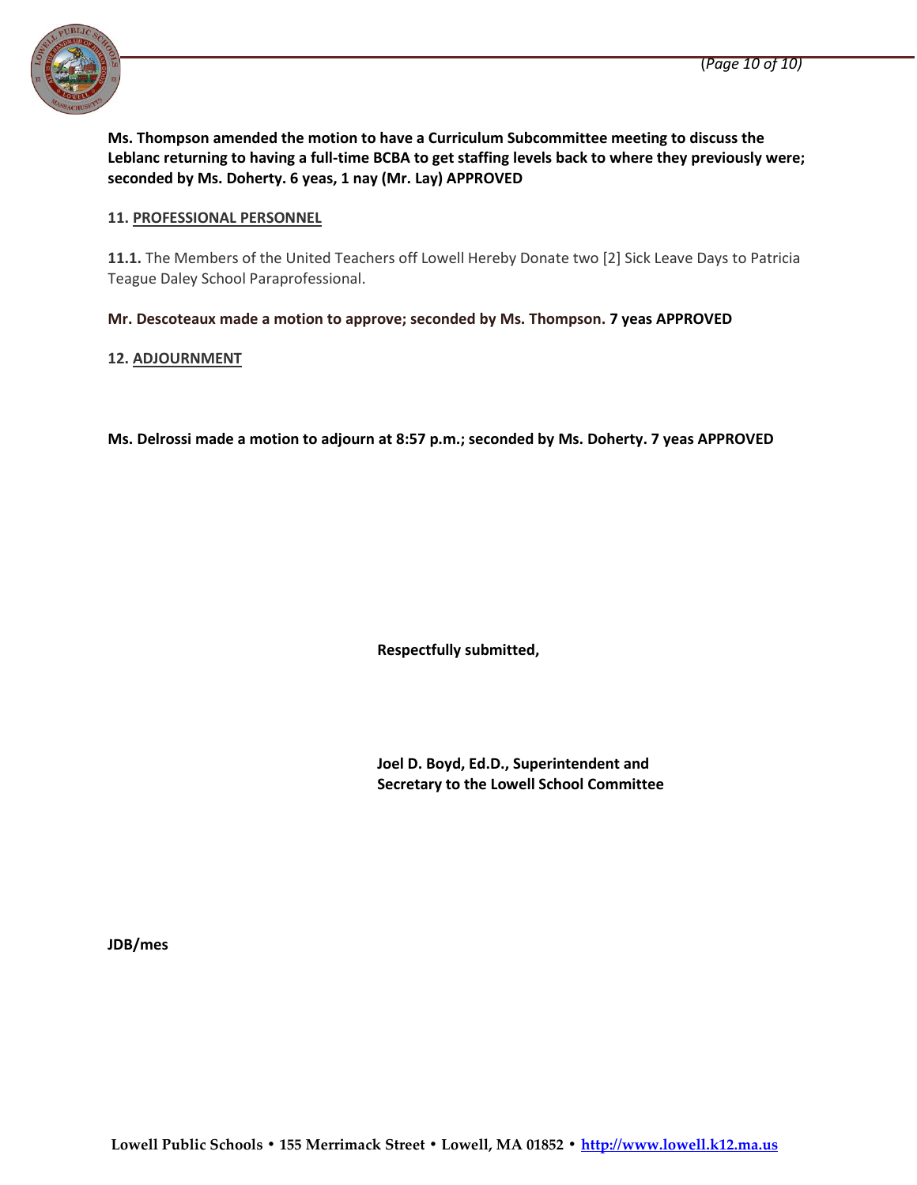**Ms. Thompson amended the motion to have a Curriculum Subcommittee meeting to discuss the Leblanc returning to having a full-time BCBA to get staffing levels back to where they previously were; seconded by Ms. Doherty. 6 yeas, 1 nay (Mr. Lay) APPROVED**

**11. PROFESSIONAL PERSONNEL**

**11.1.** The Members of the United Teachers off Lowell Hereby Donate two [2] Sick Leave Days to Patricia Teague Daley School Paraprofessional.

**Mr. Descoteaux made a motion to approve; seconded by Ms. Thompson. 7 yeas APPROVED**

**12. ADJOURNMENT**

**Ms. Delrossi made a motion to adjourn at 8:57 p.m.; seconded by Ms. Doherty. 7 yeas APPROVED**

**Respectfully submitted,**

**Joel D. Boyd, Ed.D., Superintendent and**
**Secretary to the Lowell School Committee**

**JDB/mes**